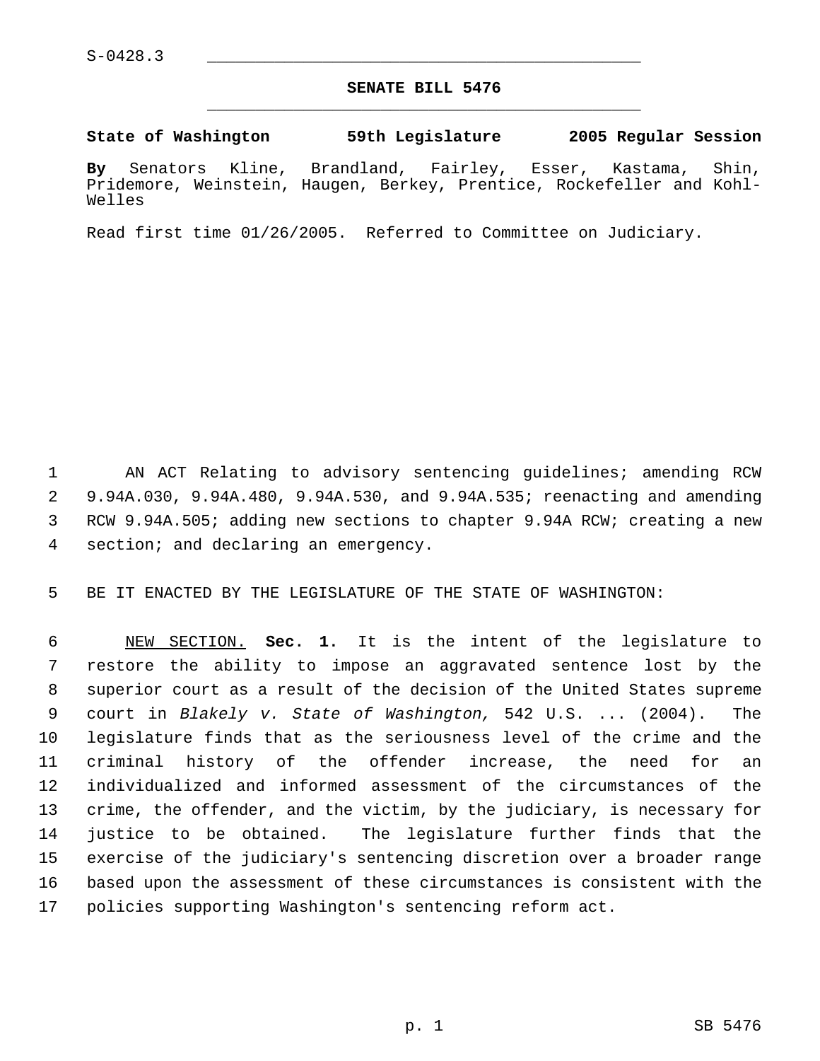S-0428.3

# SENATE BILL 5476

**State of Washington 59th Legislature 2005 Regular Session**

**By** Senators Kline, Brandland, Fairley, Esser, Kastama, Shin, Pridemore, Weinstein, Haugen, Berkey, Prentice, Rockefeller and Kohl-Welles

Read first time 01/26/2005. Referred to Committee on Judiciary.

AN ACT Relating to advisory sentencing guidelines; amending RCW 9.94A.030, 9.94A.480, 9.94A.530, and 9.94A.535; reenacting and amending RCW 9.94A.505; adding new sections to chapter 9.94A RCW; creating a new section; and declaring an emergency.

BE IT ENACTED BY THE LEGISLATURE OF THE STATE OF WASHINGTON:

NEW SECTION. **Sec. 1.** It is the intent of the legislature to restore the ability to impose an aggravated sentence lost by the superior court as a result of the decision of the United States supreme court in *Blakely v. State of Washington,* 542 U.S. ... (2004). The legislature finds that as the seriousness level of the crime and the criminal history of the offender increase, the need for an individualized and informed assessment of the circumstances of the crime, the offender, and the victim, by the judiciary, is necessary for justice to be obtained. The legislature further finds that the exercise of the judiciary's sentencing discretion over a broader range based upon the assessment of these circumstances is consistent with the policies supporting Washington's sentencing reform act.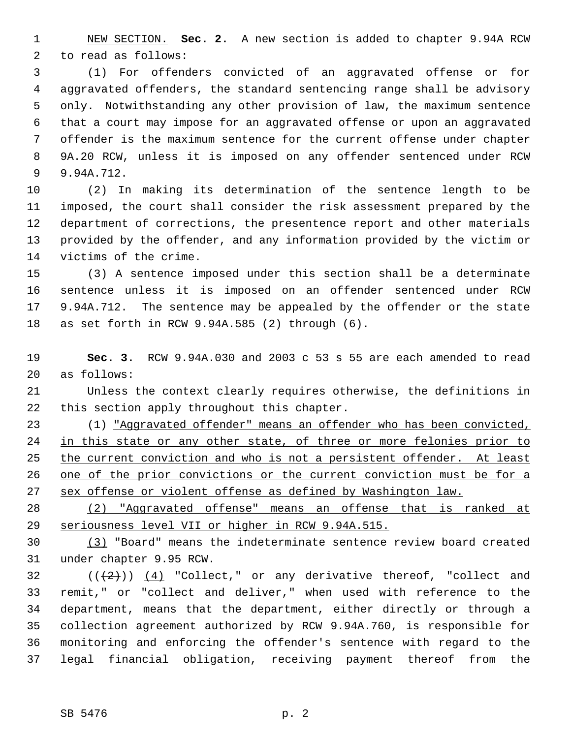NEW SECTION. **Sec. 2.** A new section is added to chapter 9.94A RCW to read as follows:

(1) For offenders convicted of an aggravated offense or for aggravated offenders, the standard sentencing range shall be advisory only. Notwithstanding any other provision of law, the maximum sentence that a court may impose for an aggravated offense or upon an aggravated offender is the maximum sentence for the current offense under chapter 9A.20 RCW, unless it is imposed on any offender sentenced under RCW 9.94A.712.

(2) In making its determination of the sentence length to be imposed, the court shall consider the risk assessment prepared by the department of corrections, the presentence report and other materials provided by the offender, and any information provided by the victim or victims of the crime.

(3) A sentence imposed under this section shall be a determinate sentence unless it is imposed on an offender sentenced under RCW 9.94A.712. The sentence may be appealed by the offender or the state as set forth in RCW 9.94A.585 (2) through (6).

**Sec. 3.** RCW 9.94A.030 and 2003 c 53 s 55 are each amended to read as follows:

Unless the context clearly requires otherwise, the definitions in this section apply throughout this chapter.

(1) "Aggravated offender" means an offender who has been convicted, in this state or any other state, of three or more felonies prior to the current conviction and who is not a persistent offender. At least one of the prior convictions or the current conviction must be for a sex offense or violent offense as defined by Washington law.

(2) "Aggravated offense" means an offense that is ranked at seriousness level VII or higher in RCW 9.94A.515.

(3) "Board" means the indeterminate sentence review board created under chapter 9.95 RCW.

(((2))) (4) "Collect," or any derivative thereof, "collect and remit," or "collect and deliver," when used with reference to the department, means that the department, either directly or through a collection agreement authorized by RCW 9.94A.760, is responsible for monitoring and enforcing the offender's sentence with regard to the legal financial obligation, receiving payment thereof from the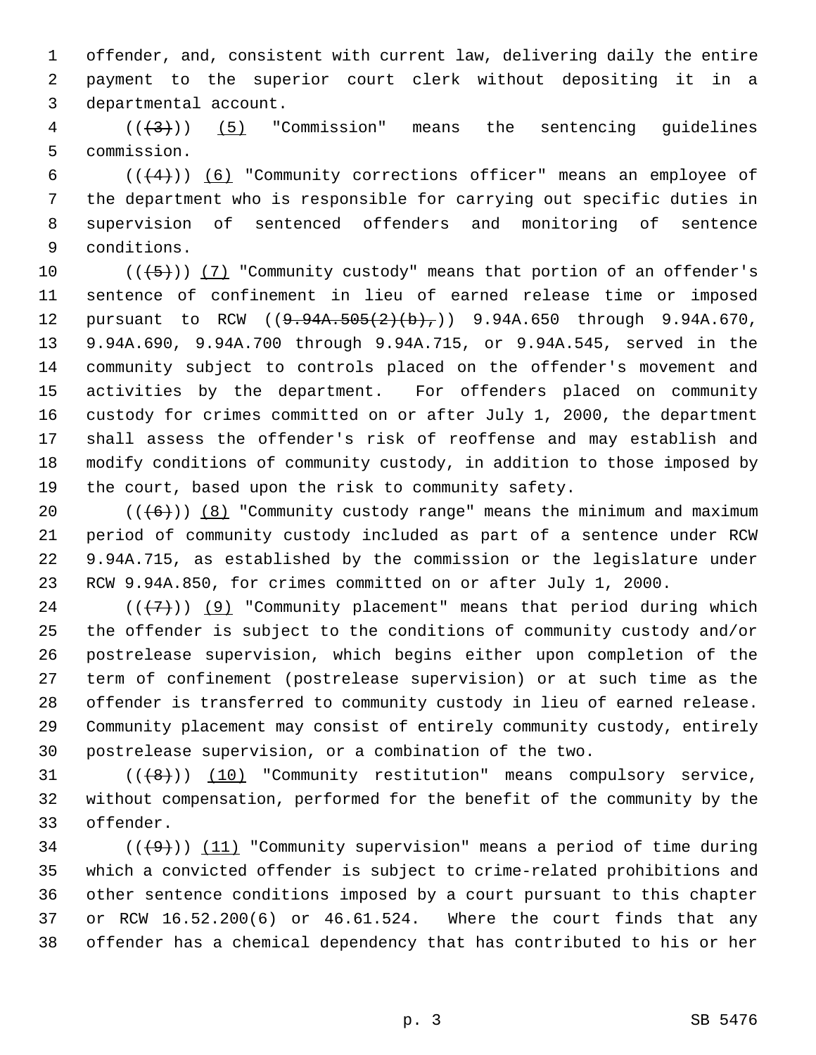offender, and, consistent with current law, delivering daily the entire payment to the superior court clerk without depositing it in a departmental account.

(((3))) (5) "Commission" means the sentencing guidelines commission.

(((4))) (6) "Community corrections officer" means an employee of the department who is responsible for carrying out specific duties in supervision of sentenced offenders and monitoring of sentence conditions.

(((5))) (7) "Community custody" means that portion of an offender's sentence of confinement in lieu of earned release time or imposed pursuant to RCW ((9.94A.505(2)(b),)) 9.94A.650 through 9.94A.670, 9.94A.690, 9.94A.700 through 9.94A.715, or 9.94A.545, served in the community subject to controls placed on the offender's movement and activities by the department. For offenders placed on community custody for crimes committed on or after July 1, 2000, the department shall assess the offender's risk of reoffense and may establish and modify conditions of community custody, in addition to those imposed by the court, based upon the risk to community safety.

(((6))) (8) "Community custody range" means the minimum and maximum period of community custody included as part of a sentence under RCW 9.94A.715, as established by the commission or the legislature under RCW 9.94A.850, for crimes committed on or after July 1, 2000.

(((7))) (9) "Community placement" means that period during which the offender is subject to the conditions of community custody and/or postrelease supervision, which begins either upon completion of the term of confinement (postrelease supervision) or at such time as the offender is transferred to community custody in lieu of earned release. Community placement may consist of entirely community custody, entirely postrelease supervision, or a combination of the two.

(((8))) (10) "Community restitution" means compulsory service, without compensation, performed for the benefit of the community by the offender.

(((9))) (11) "Community supervision" means a period of time during which a convicted offender is subject to crime-related prohibitions and other sentence conditions imposed by a court pursuant to this chapter or RCW 16.52.200(6) or 46.61.524. Where the court finds that any offender has a chemical dependency that has contributed to his or her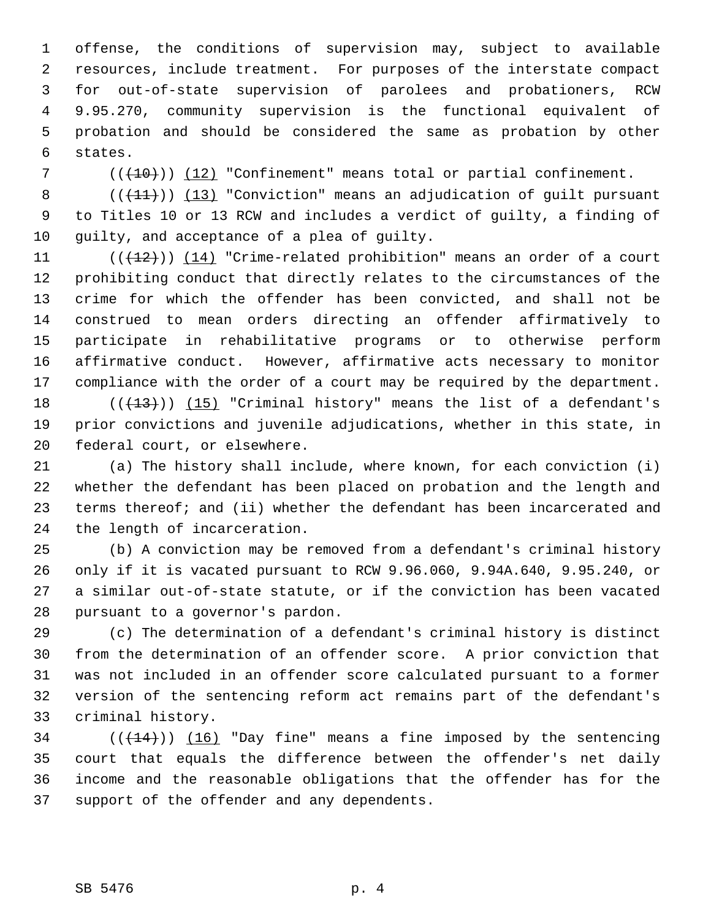offense, the conditions of supervision may, subject to available resources, include treatment. For purposes of the interstate compact for out-of-state supervision of parolees and probationers, RCW 9.95.270, community supervision is the functional equivalent of probation and should be considered the same as probation by other states.

((~~(10)~~)) (12) "Confinement" means total or partial confinement.

((~~(11)~~)) (13) "Conviction" means an adjudication of guilt pursuant to Titles 10 or 13 RCW and includes a verdict of guilty, a finding of guilty, and acceptance of a plea of guilty.

((~~(12)~~)) (14) "Crime-related prohibition" means an order of a court prohibiting conduct that directly relates to the circumstances of the crime for which the offender has been convicted, and shall not be construed to mean orders directing an offender affirmatively to participate in rehabilitative programs or to otherwise perform affirmative conduct. However, affirmative acts necessary to monitor compliance with the order of a court may be required by the department.

((~~(13)~~)) (15) "Criminal history" means the list of a defendant's prior convictions and juvenile adjudications, whether in this state, in federal court, or elsewhere.

(a) The history shall include, where known, for each conviction (i) whether the defendant has been placed on probation and the length and terms thereof; and (ii) whether the defendant has been incarcerated and the length of incarceration.

(b) A conviction may be removed from a defendant's criminal history only if it is vacated pursuant to RCW 9.96.060, 9.94A.640, 9.95.240, or a similar out-of-state statute, or if the conviction has been vacated pursuant to a governor's pardon.

(c) The determination of a defendant's criminal history is distinct from the determination of an offender score. A prior conviction that was not included in an offender score calculated pursuant to a former version of the sentencing reform act remains part of the defendant's criminal history.

((~~(14)~~)) (16) "Day fine" means a fine imposed by the sentencing court that equals the difference between the offender's net daily income and the reasonable obligations that the offender has for the support of the offender and any dependents.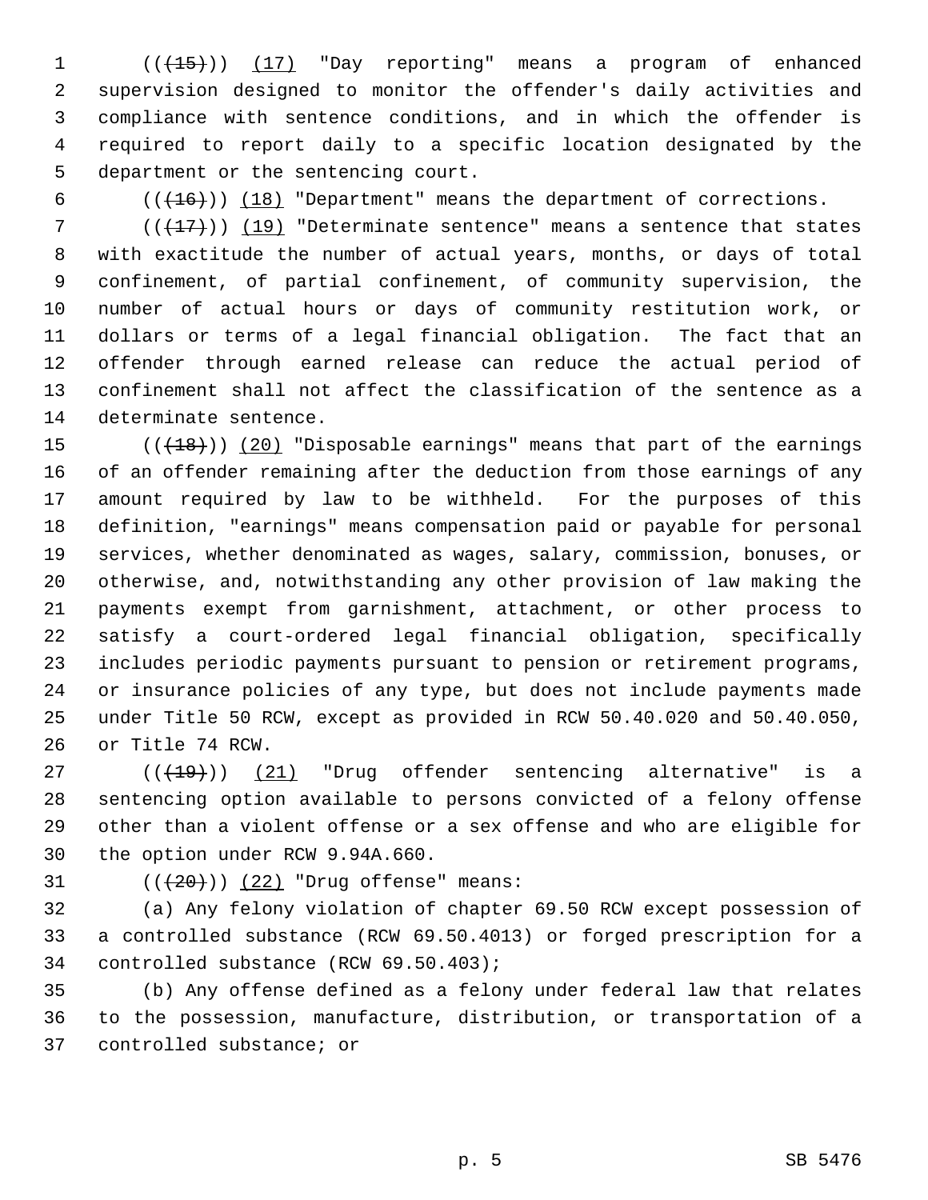((~~(15)~~)) (17) "Day reporting" means a program of enhanced supervision designed to monitor the offender's daily activities and compliance with sentence conditions, and in which the offender is required to report daily to a specific location designated by the department or the sentencing court.

((~~(16)~~)) (18) "Department" means the department of corrections.

((~~(17)~~)) (19) "Determinate sentence" means a sentence that states with exactitude the number of actual years, months, or days of total confinement, of partial confinement, of community supervision, the number of actual hours or days of community restitution work, or dollars or terms of a legal financial obligation. The fact that an offender through earned release can reduce the actual period of confinement shall not affect the classification of the sentence as a determinate sentence.

((~~(18)~~)) (20) "Disposable earnings" means that part of the earnings of an offender remaining after the deduction from those earnings of any amount required by law to be withheld. For the purposes of this definition, "earnings" means compensation paid or payable for personal services, whether denominated as wages, salary, commission, bonuses, or otherwise, and, notwithstanding any other provision of law making the payments exempt from garnishment, attachment, or other process to satisfy a court-ordered legal financial obligation, specifically includes periodic payments pursuant to pension or retirement programs, or insurance policies of any type, but does not include payments made under Title 50 RCW, except as provided in RCW 50.40.020 and 50.40.050, or Title 74 RCW.

((~~(19)~~)) (21) "Drug offender sentencing alternative" is a sentencing option available to persons convicted of a felony offense other than a violent offense or a sex offense and who are eligible for the option under RCW 9.94A.660.

((~~(20)~~)) (22) "Drug offense" means:

(a) Any felony violation of chapter 69.50 RCW except possession of a controlled substance (RCW 69.50.4013) or forged prescription for a controlled substance (RCW 69.50.403);

(b) Any offense defined as a felony under federal law that relates to the possession, manufacture, distribution, or transportation of a controlled substance; or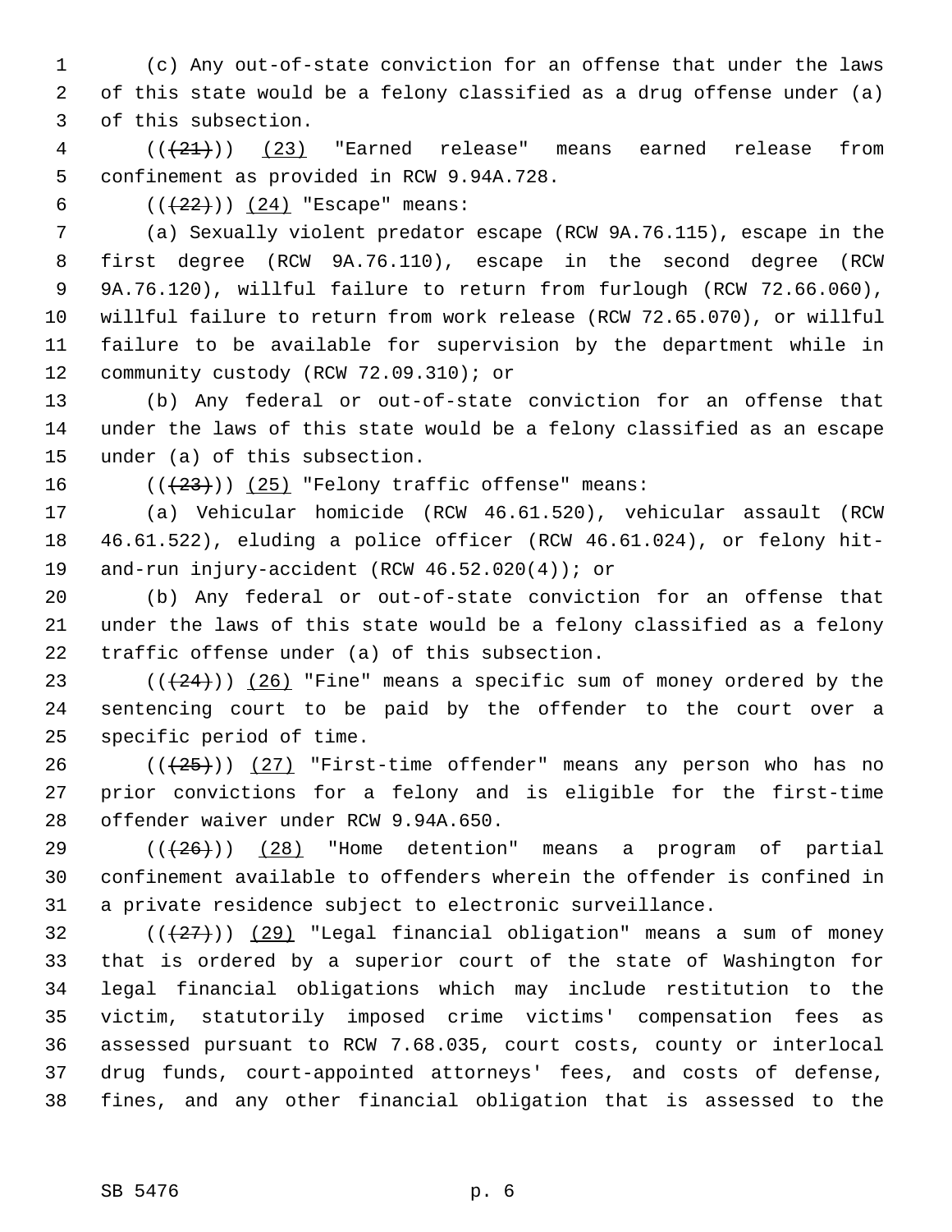(c) Any out-of-state conviction for an offense that under the laws of this state would be a felony classified as a drug offense under (a) of this subsection.

(((~~21~~))) <u>(23)</u> "Earned release" means earned release from confinement as provided in RCW 9.94A.728.

(((~~22~~))) <u>(24)</u> "Escape" means:

(a) Sexually violent predator escape (RCW 9A.76.115), escape in the first degree (RCW 9A.76.110), escape in the second degree (RCW 9A.76.120), willful failure to return from furlough (RCW 72.66.060), willful failure to return from work release (RCW 72.65.070), or willful failure to be available for supervision by the department while in community custody (RCW 72.09.310); or

(b) Any federal or out-of-state conviction for an offense that under the laws of this state would be a felony classified as an escape under (a) of this subsection.

(((~~23~~))) <u>(25)</u> "Felony traffic offense" means:

(a) Vehicular homicide (RCW 46.61.520), vehicular assault (RCW 46.61.522), eluding a police officer (RCW 46.61.024), or felony hit-and-run injury-accident (RCW 46.52.020(4)); or

(b) Any federal or out-of-state conviction for an offense that under the laws of this state would be a felony classified as a felony traffic offense under (a) of this subsection.

(((~~24~~))) <u>(26)</u> "Fine" means a specific sum of money ordered by the sentencing court to be paid by the offender to the court over a specific period of time.

(((~~25~~))) <u>(27)</u> "First-time offender" means any person who has no prior convictions for a felony and is eligible for the first-time offender waiver under RCW 9.94A.650.

(((~~26~~))) <u>(28)</u> "Home detention" means a program of partial confinement available to offenders wherein the offender is confined in a private residence subject to electronic surveillance.

(((~~27~~))) <u>(29)</u> "Legal financial obligation" means a sum of money that is ordered by a superior court of the state of Washington for legal financial obligations which may include restitution to the victim, statutorily imposed crime victims' compensation fees as assessed pursuant to RCW 7.68.035, court costs, county or interlocal drug funds, court-appointed attorneys' fees, and costs of defense, fines, and any other financial obligation that is assessed to the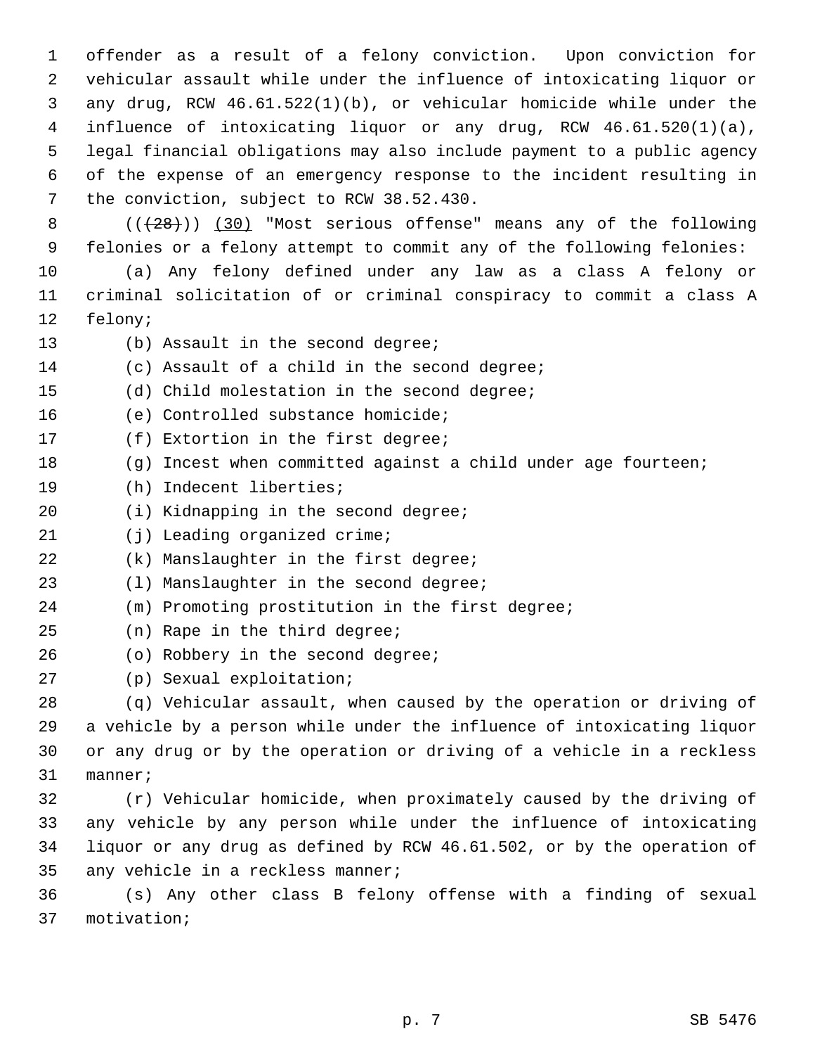offender as a result of a felony conviction. Upon conviction for vehicular assault while under the influence of intoxicating liquor or any drug, RCW 46.61.522(1)(b), or vehicular homicide while under the influence of intoxicating liquor or any drug, RCW 46.61.520(1)(a), legal financial obligations may also include payment to a public agency of the expense of an emergency response to the incident resulting in the conviction, subject to RCW 38.52.430.

((~~(28)~~)) <u>(30)</u> "Most serious offense" means any of the following felonies or a felony attempt to commit any of the following felonies:

(a) Any felony defined under any law as a class A felony or criminal solicitation of or criminal conspiracy to commit a class A felony;

(b) Assault in the second degree;

(c) Assault of a child in the second degree;

(d) Child molestation in the second degree;

(e) Controlled substance homicide;

(f) Extortion in the first degree;

(g) Incest when committed against a child under age fourteen;

(h) Indecent liberties;

(i) Kidnapping in the second degree;

(j) Leading organized crime;

(k) Manslaughter in the first degree;

(l) Manslaughter in the second degree;

(m) Promoting prostitution in the first degree;

(n) Rape in the third degree;

(o) Robbery in the second degree;

(p) Sexual exploitation;

(q) Vehicular assault, when caused by the operation or driving of a vehicle by a person while under the influence of intoxicating liquor or any drug or by the operation or driving of a vehicle in a reckless manner;

(r) Vehicular homicide, when proximately caused by the driving of any vehicle by any person while under the influence of intoxicating liquor or any drug as defined by RCW 46.61.502, or by the operation of any vehicle in a reckless manner;

(s) Any other class B felony offense with a finding of sexual motivation;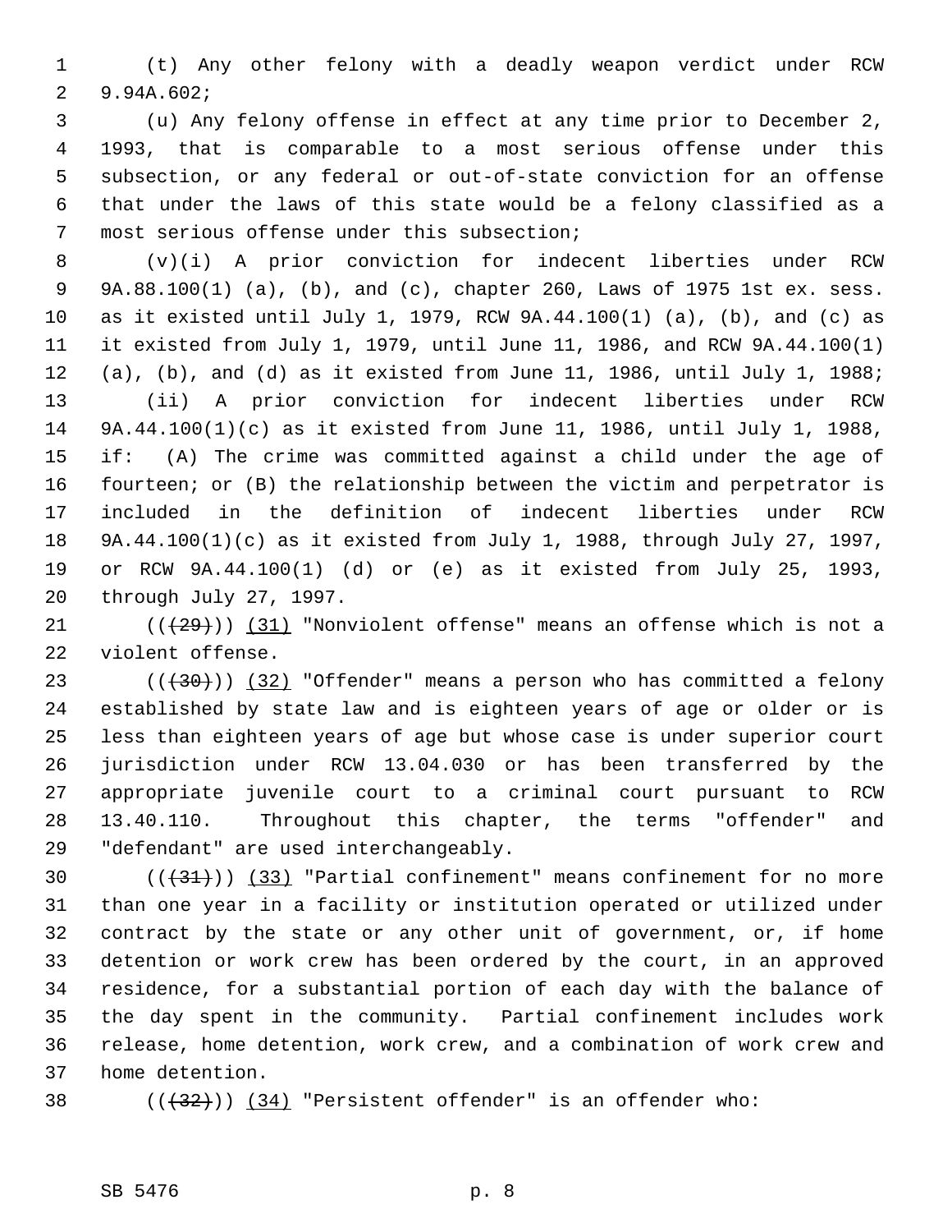(t) Any other felony with a deadly weapon verdict under RCW 9.94A.602;

(u) Any felony offense in effect at any time prior to December 2, 1993, that is comparable to a most serious offense under this subsection, or any federal or out-of-state conviction for an offense that under the laws of this state would be a felony classified as a most serious offense under this subsection;

(v)(i) A prior conviction for indecent liberties under RCW 9A.88.100(1) (a), (b), and (c), chapter 260, Laws of 1975 1st ex. sess. as it existed until July 1, 1979, RCW 9A.44.100(1) (a), (b), and (c) as it existed from July 1, 1979, until June 11, 1986, and RCW 9A.44.100(1) (a), (b), and (d) as it existed from June 11, 1986, until July 1, 1988;

(ii) A prior conviction for indecent liberties under RCW 9A.44.100(1)(c) as it existed from June 11, 1986, until July 1, 1988, if: (A) The crime was committed against a child under the age of fourteen; or (B) the relationship between the victim and perpetrator is included in the definition of indecent liberties under RCW 9A.44.100(1)(c) as it existed from July 1, 1988, through July 27, 1997, or RCW 9A.44.100(1) (d) or (e) as it existed from July 25, 1993, through July 27, 1997.

(((29))) (31) "Nonviolent offense" means an offense which is not a violent offense.

(((30))) (32) "Offender" means a person who has committed a felony established by state law and is eighteen years of age or older or is less than eighteen years of age but whose case is under superior court jurisdiction under RCW 13.04.030 or has been transferred by the appropriate juvenile court to a criminal court pursuant to RCW 13.40.110. Throughout this chapter, the terms "offender" and "defendant" are used interchangeably.

(((31))) (33) "Partial confinement" means confinement for no more than one year in a facility or institution operated or utilized under contract by the state or any other unit of government, or, if home detention or work crew has been ordered by the court, in an approved residence, for a substantial portion of each day with the balance of the day spent in the community. Partial confinement includes work release, home detention, work crew, and a combination of work crew and home detention.

(((32))) (34) "Persistent offender" is an offender who: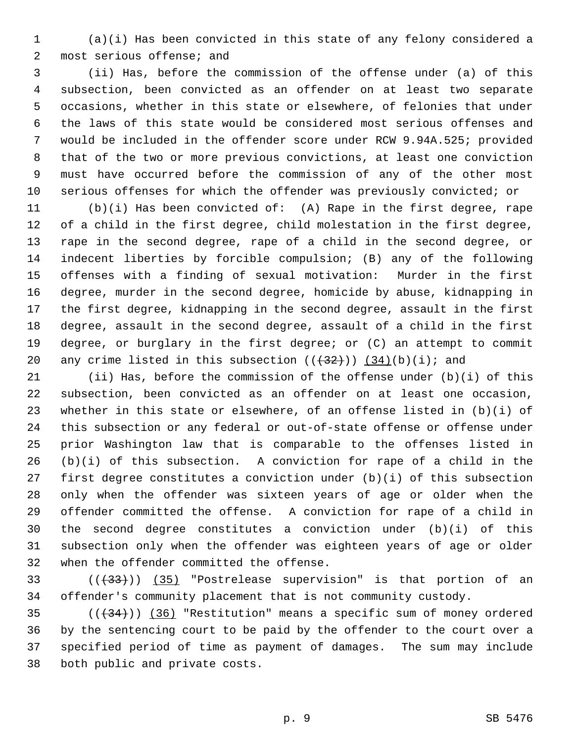(a)(i) Has been convicted in this state of any felony considered a most serious offense; and

(ii) Has, before the commission of the offense under (a) of this subsection, been convicted as an offender on at least two separate occasions, whether in this state or elsewhere, of felonies that under the laws of this state would be considered most serious offenses and would be included in the offender score under RCW 9.94A.525; provided that of the two or more previous convictions, at least one conviction must have occurred before the commission of any of the other most serious offenses for which the offender was previously convicted; or

(b)(i) Has been convicted of: (A) Rape in the first degree, rape of a child in the first degree, child molestation in the first degree, rape in the second degree, rape of a child in the second degree, or indecent liberties by forcible compulsion; (B) any of the following offenses with a finding of sexual motivation: Murder in the first degree, murder in the second degree, homicide by abuse, kidnapping in the first degree, kidnapping in the second degree, assault in the first degree, assault in the second degree, assault of a child in the first degree, or burglary in the first degree; or (C) an attempt to commit any crime listed in this subsection ((~~(32)~~)) <u>(34)</u>(b)(i); and

(ii) Has, before the commission of the offense under (b)(i) of this subsection, been convicted as an offender on at least one occasion, whether in this state or elsewhere, of an offense listed in (b)(i) of this subsection or any federal or out-of-state offense or offense under prior Washington law that is comparable to the offenses listed in (b)(i) of this subsection. A conviction for rape of a child in the first degree constitutes a conviction under (b)(i) of this subsection only when the offender was sixteen years of age or older when the offender committed the offense. A conviction for rape of a child in the second degree constitutes a conviction under (b)(i) of this subsection only when the offender was eighteen years of age or older when the offender committed the offense.

((~~(33)~~)) <u>(35)</u> "Postrelease supervision" is that portion of an offender's community placement that is not community custody.

((~~(34)~~)) <u>(36)</u> "Restitution" means a specific sum of money ordered by the sentencing court to be paid by the offender to the court over a specified period of time as payment of damages. The sum may include both public and private costs.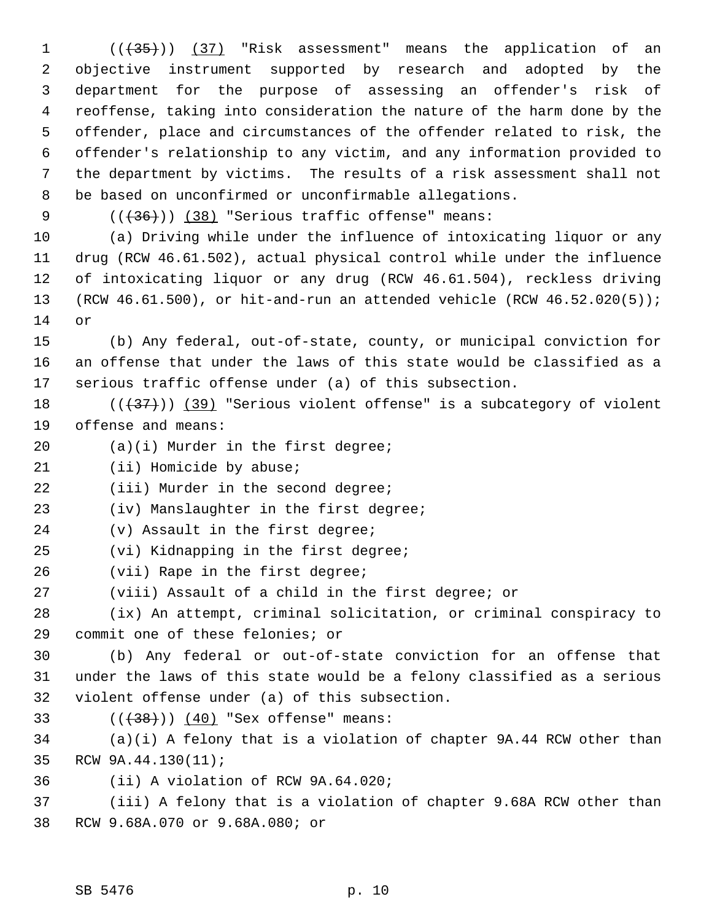(((35))) (37) "Risk assessment" means the application of an objective instrument supported by research and adopted by the department for the purpose of assessing an offender's risk of reoffense, taking into consideration the nature of the harm done by the offender, place and circumstances of the offender related to risk, the offender's relationship to any victim, and any information provided to the department by victims. The results of a risk assessment shall not be based on unconfirmed or unconfirmable allegations.

(((36))) (38) "Serious traffic offense" means:

(a) Driving while under the influence of intoxicating liquor or any drug (RCW 46.61.502), actual physical control while under the influence of intoxicating liquor or any drug (RCW 46.61.504), reckless driving (RCW 46.61.500), or hit-and-run an attended vehicle (RCW 46.52.020(5)); or

(b) Any federal, out-of-state, county, or municipal conviction for an offense that under the laws of this state would be classified as a serious traffic offense under (a) of this subsection.

(((37))) (39) "Serious violent offense" is a subcategory of violent offense and means:

(a)(i) Murder in the first degree;

(ii) Homicide by abuse;

(iii) Murder in the second degree;

(iv) Manslaughter in the first degree;

(v) Assault in the first degree;

(vi) Kidnapping in the first degree;

(vii) Rape in the first degree;

(viii) Assault of a child in the first degree; or

(ix) An attempt, criminal solicitation, or criminal conspiracy to commit one of these felonies; or

(b) Any federal or out-of-state conviction for an offense that under the laws of this state would be a felony classified as a serious violent offense under (a) of this subsection.

(((38))) (40) "Sex offense" means:

(a)(i) A felony that is a violation of chapter 9A.44 RCW other than RCW 9A.44.130(11);

(ii) A violation of RCW 9A.64.020;

(iii) A felony that is a violation of chapter 9.68A RCW other than RCW 9.68A.070 or 9.68A.080; or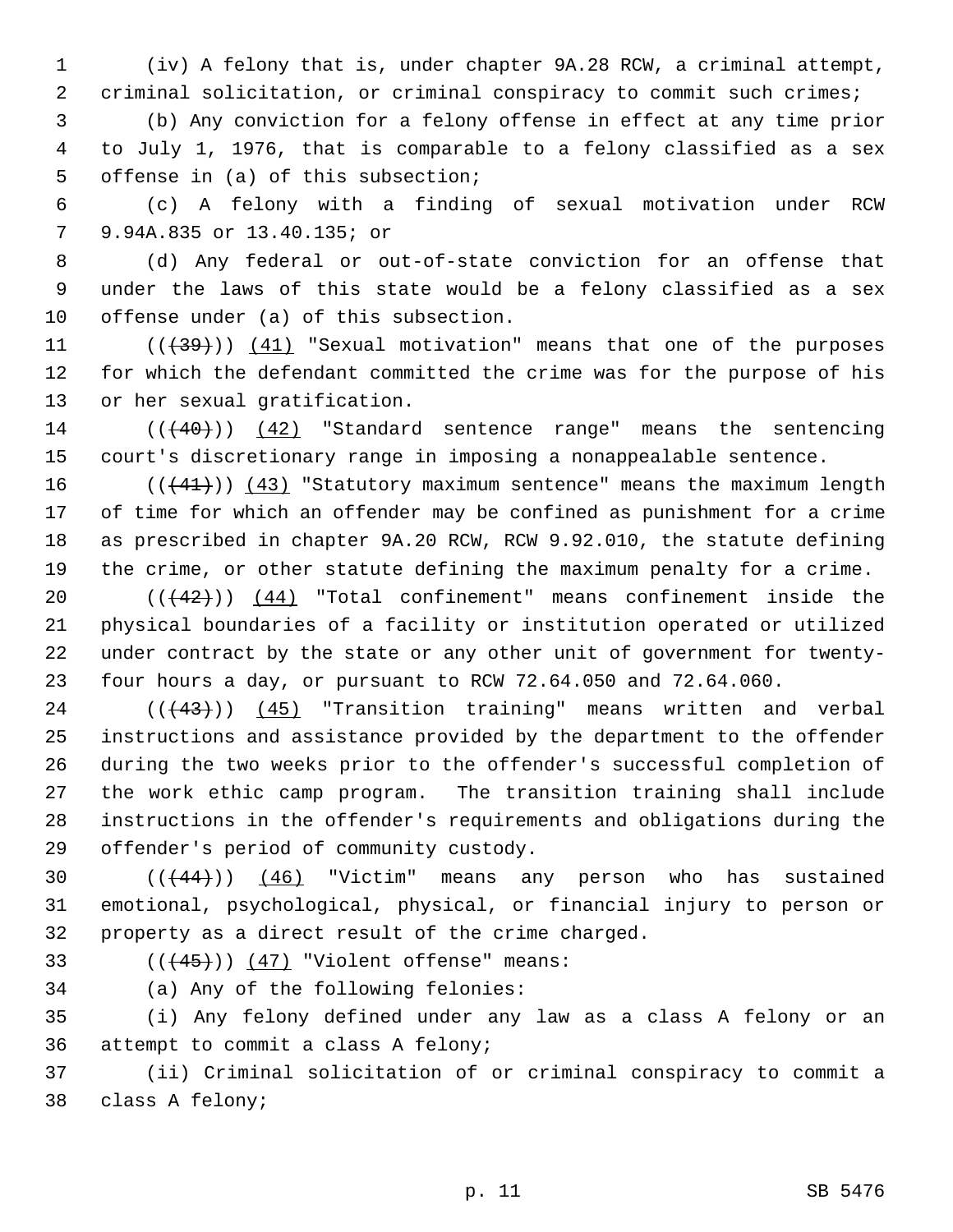(iv) A felony that is, under chapter 9A.28 RCW, a criminal attempt, criminal solicitation, or criminal conspiracy to commit such crimes;

(b) Any conviction for a felony offense in effect at any time prior to July 1, 1976, that is comparable to a felony classified as a sex offense in (a) of this subsection;

(c) A felony with a finding of sexual motivation under RCW 9.94A.835 or 13.40.135; or

(d) Any federal or out-of-state conviction for an offense that under the laws of this state would be a felony classified as a sex offense under (a) of this subsection.

~~((39))~~ (41) "Sexual motivation" means that one of the purposes for which the defendant committed the crime was for the purpose of his or her sexual gratification.

~~((40))~~ (42) "Standard sentence range" means the sentencing court's discretionary range in imposing a nonappealable sentence.

~~((41))~~ (43) "Statutory maximum sentence" means the maximum length of time for which an offender may be confined as punishment for a crime as prescribed in chapter 9A.20 RCW, RCW 9.92.010, the statute defining the crime, or other statute defining the maximum penalty for a crime.

~~((42))~~ (44) "Total confinement" means confinement inside the physical boundaries of a facility or institution operated or utilized under contract by the state or any other unit of government for twenty-four hours a day, or pursuant to RCW 72.64.050 and 72.64.060.

~~((43))~~ (45) "Transition training" means written and verbal instructions and assistance provided by the department to the offender during the two weeks prior to the offender's successful completion of the work ethic camp program. The transition training shall include instructions in the offender's requirements and obligations during the offender's period of community custody.

~~((44))~~ (46) "Victim" means any person who has sustained emotional, psychological, physical, or financial injury to person or property as a direct result of the crime charged.

~~((45))~~ (47) "Violent offense" means:

(a) Any of the following felonies:

(i) Any felony defined under any law as a class A felony or an attempt to commit a class A felony;

(ii) Criminal solicitation of or criminal conspiracy to commit a class A felony;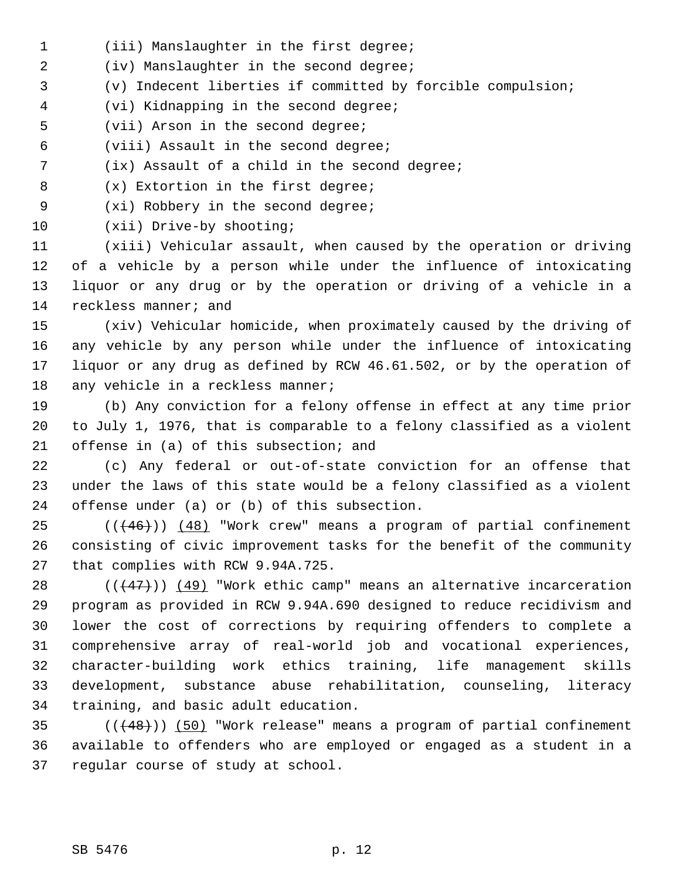(iii) Manslaughter in the first degree;

(iv) Manslaughter in the second degree;

(v) Indecent liberties if committed by forcible compulsion;

(vi) Kidnapping in the second degree;

(vii) Arson in the second degree;

(viii) Assault in the second degree;

(ix) Assault of a child in the second degree;

(x) Extortion in the first degree;

(xi) Robbery in the second degree;

(xii) Drive-by shooting;

(xiii) Vehicular assault, when caused by the operation or driving of a vehicle by a person while under the influence of intoxicating liquor or any drug or by the operation or driving of a vehicle in a reckless manner; and

(xiv) Vehicular homicide, when proximately caused by the driving of any vehicle by any person while under the influence of intoxicating liquor or any drug as defined by RCW 46.61.502, or by the operation of any vehicle in a reckless manner;

(b) Any conviction for a felony offense in effect at any time prior to July 1, 1976, that is comparable to a felony classified as a violent offense in (a) of this subsection; and

(c) Any federal or out-of-state conviction for an offense that under the laws of this state would be a felony classified as a violent offense under (a) or (b) of this subsection.

~~((46))~~ (48) "Work crew" means a program of partial confinement consisting of civic improvement tasks for the benefit of the community that complies with RCW 9.94A.725.

~~((47))~~ (49) "Work ethic camp" means an alternative incarceration program as provided in RCW 9.94A.690 designed to reduce recidivism and lower the cost of corrections by requiring offenders to complete a comprehensive array of real-world job and vocational experiences, character-building work ethics training, life management skills development, substance abuse rehabilitation, counseling, literacy training, and basic adult education.

~~((48))~~ (50) "Work release" means a program of partial confinement available to offenders who are employed or engaged as a student in a regular course of study at school.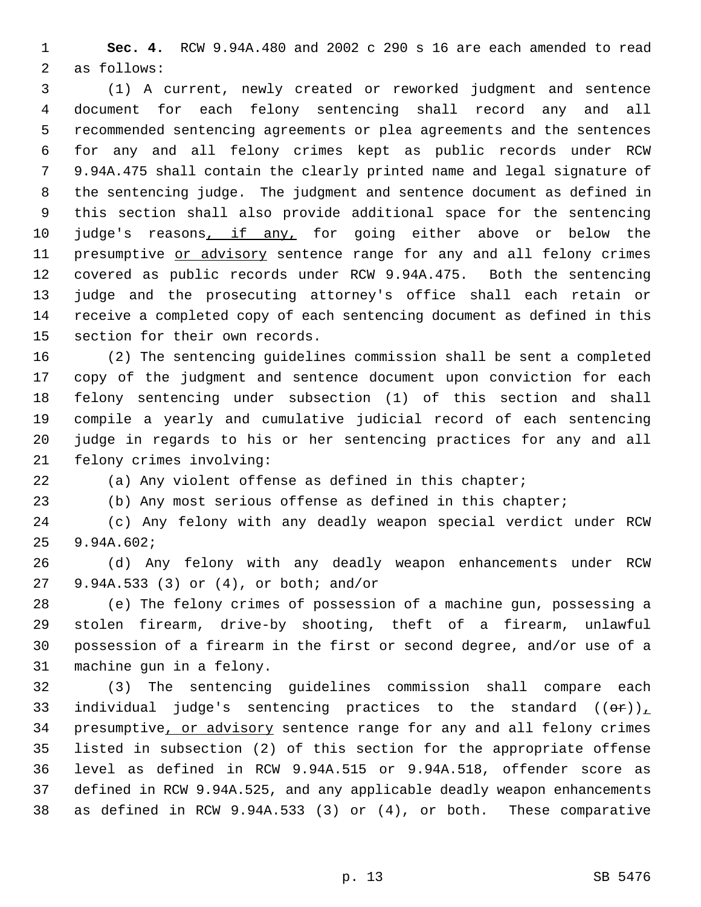**Sec. 4.** RCW 9.94A.480 and 2002 c 290 s 16 are each amended to read as follows:

(1) A current, newly created or reworked judgment and sentence document for each felony sentencing shall record any and all recommended sentencing agreements or plea agreements and the sentences for any and all felony crimes kept as public records under RCW 9.94A.475 shall contain the clearly printed name and legal signature of the sentencing judge. The judgment and sentence document as defined in this section shall also provide additional space for the sentencing judge's reasons, if any, for going either above or below the presumptive or advisory sentence range for any and all felony crimes covered as public records under RCW 9.94A.475. Both the sentencing judge and the prosecuting attorney's office shall each retain or receive a completed copy of each sentencing document as defined in this section for their own records.

(2) The sentencing guidelines commission shall be sent a completed copy of the judgment and sentence document upon conviction for each felony sentencing under subsection (1) of this section and shall compile a yearly and cumulative judicial record of each sentencing judge in regards to his or her sentencing practices for any and all felony crimes involving:

(a) Any violent offense as defined in this chapter;

(b) Any most serious offense as defined in this chapter;

(c) Any felony with any deadly weapon special verdict under RCW 9.94A.602;

(d) Any felony with any deadly weapon enhancements under RCW 9.94A.533 (3) or (4), or both; and/or

(e) The felony crimes of possession of a machine gun, possessing a stolen firearm, drive-by shooting, theft of a firearm, unlawful possession of a firearm in the first or second degree, and/or use of a machine gun in a felony.

(3) The sentencing guidelines commission shall compare each individual judge's sentencing practices to the standard ((~~or~~)), presumptive, or advisory sentence range for any and all felony crimes listed in subsection (2) of this section for the appropriate offense level as defined in RCW 9.94A.515 or 9.94A.518, offender score as defined in RCW 9.94A.525, and any applicable deadly weapon enhancements as defined in RCW 9.94A.533 (3) or (4), or both. These comparative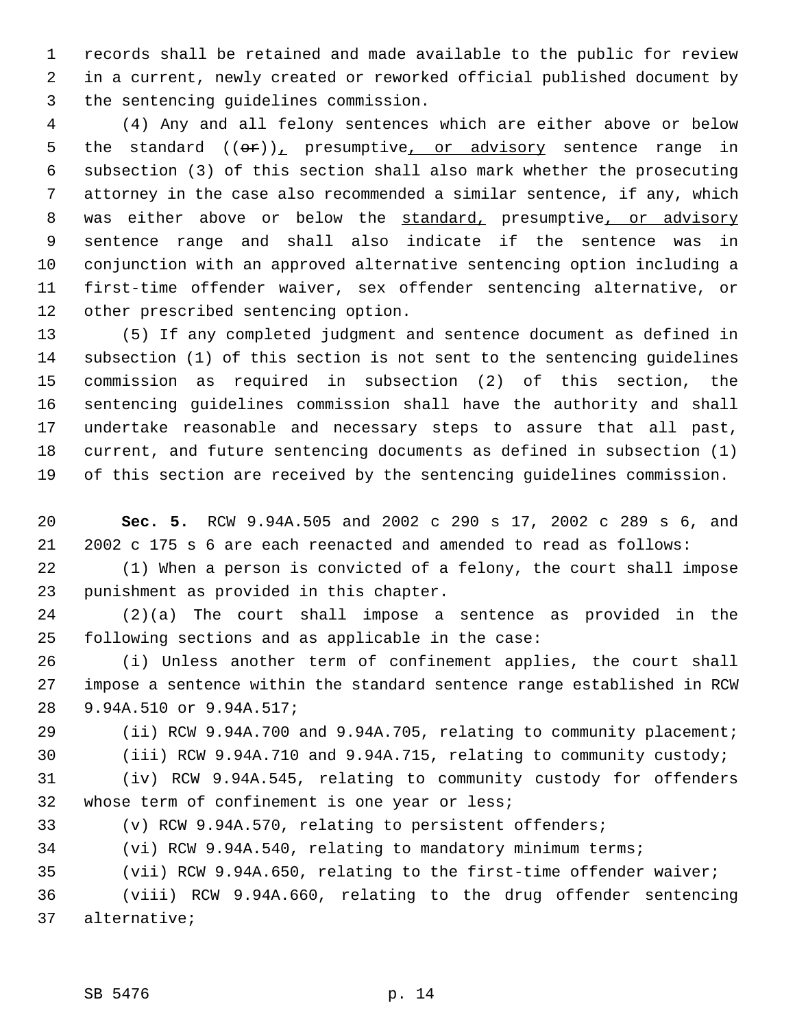records shall be retained and made available to the public for review in a current, newly created or reworked official published document by the sentencing guidelines commission.

(4) Any and all felony sentences which are either above or below the standard ((~~or~~))_,_ presumptive_, or advisory_ sentence range in subsection (3) of this section shall also mark whether the prosecuting attorney in the case also recommended a similar sentence, if any, which was either above or below the _standard,_ presumptive_, or advisory_ sentence range and shall also indicate if the sentence was in conjunction with an approved alternative sentencing option including a first-time offender waiver, sex offender sentencing alternative, or other prescribed sentencing option.

(5) If any completed judgment and sentence document as defined in subsection (1) of this section is not sent to the sentencing guidelines commission as required in subsection (2) of this section, the sentencing guidelines commission shall have the authority and shall undertake reasonable and necessary steps to assure that all past, current, and future sentencing documents as defined in subsection (1) of this section are received by the sentencing guidelines commission.

**Sec. 5.** RCW 9.94A.505 and 2002 c 290 s 17, 2002 c 289 s 6, and 2002 c 175 s 6 are each reenacted and amended to read as follows:

(1) When a person is convicted of a felony, the court shall impose punishment as provided in this chapter.

(2)(a) The court shall impose a sentence as provided in the following sections and as applicable in the case:

(i) Unless another term of confinement applies, the court shall impose a sentence within the standard sentence range established in RCW 9.94A.510 or 9.94A.517;

(ii) RCW 9.94A.700 and 9.94A.705, relating to community placement;

(iii) RCW 9.94A.710 and 9.94A.715, relating to community custody;

(iv) RCW 9.94A.545, relating to community custody for offenders whose term of confinement is one year or less;

(v) RCW 9.94A.570, relating to persistent offenders;

(vi) RCW 9.94A.540, relating to mandatory minimum terms;

(vii) RCW 9.94A.650, relating to the first-time offender waiver;

(viii) RCW 9.94A.660, relating to the drug offender sentencing alternative;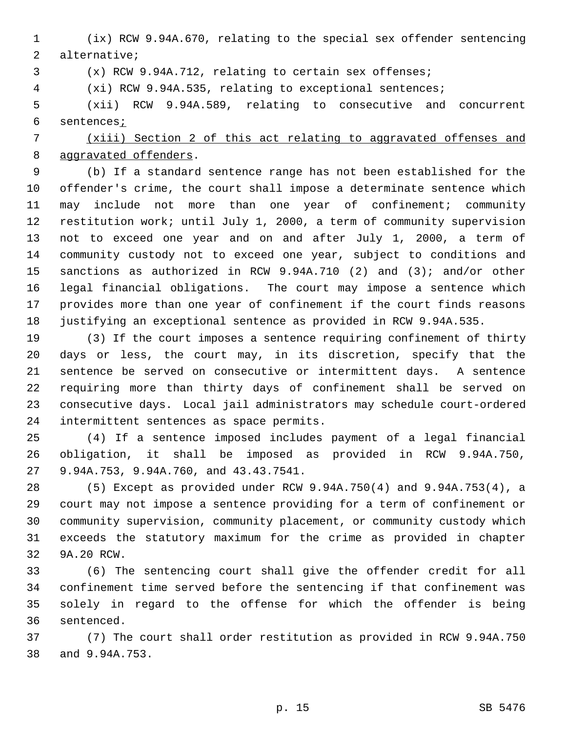(ix) RCW 9.94A.670, relating to the special sex offender sentencing alternative;

(x) RCW 9.94A.712, relating to certain sex offenses;

(xi) RCW 9.94A.535, relating to exceptional sentences;

(xii) RCW 9.94A.589, relating to consecutive and concurrent sentences<u>;</u>

<u>(xiii) Section 2 of this act relating to aggravated offenses and aggravated offenders</u>.

(b) If a standard sentence range has not been established for the offender's crime, the court shall impose a determinate sentence which may include not more than one year of confinement; community restitution work; until July 1, 2000, a term of community supervision not to exceed one year and on and after July 1, 2000, a term of community custody not to exceed one year, subject to conditions and sanctions as authorized in RCW 9.94A.710 (2) and (3); and/or other legal financial obligations. The court may impose a sentence which provides more than one year of confinement if the court finds reasons justifying an exceptional sentence as provided in RCW 9.94A.535.

(3) If the court imposes a sentence requiring confinement of thirty days or less, the court may, in its discretion, specify that the sentence be served on consecutive or intermittent days. A sentence requiring more than thirty days of confinement shall be served on consecutive days. Local jail administrators may schedule court-ordered intermittent sentences as space permits.

(4) If a sentence imposed includes payment of a legal financial obligation, it shall be imposed as provided in RCW 9.94A.750, 9.94A.753, 9.94A.760, and 43.43.7541.

(5) Except as provided under RCW 9.94A.750(4) and 9.94A.753(4), a court may not impose a sentence providing for a term of confinement or community supervision, community placement, or community custody which exceeds the statutory maximum for the crime as provided in chapter 9A.20 RCW.

(6) The sentencing court shall give the offender credit for all confinement time served before the sentencing if that confinement was solely in regard to the offense for which the offender is being sentenced.

(7) The court shall order restitution as provided in RCW 9.94A.750 and 9.94A.753.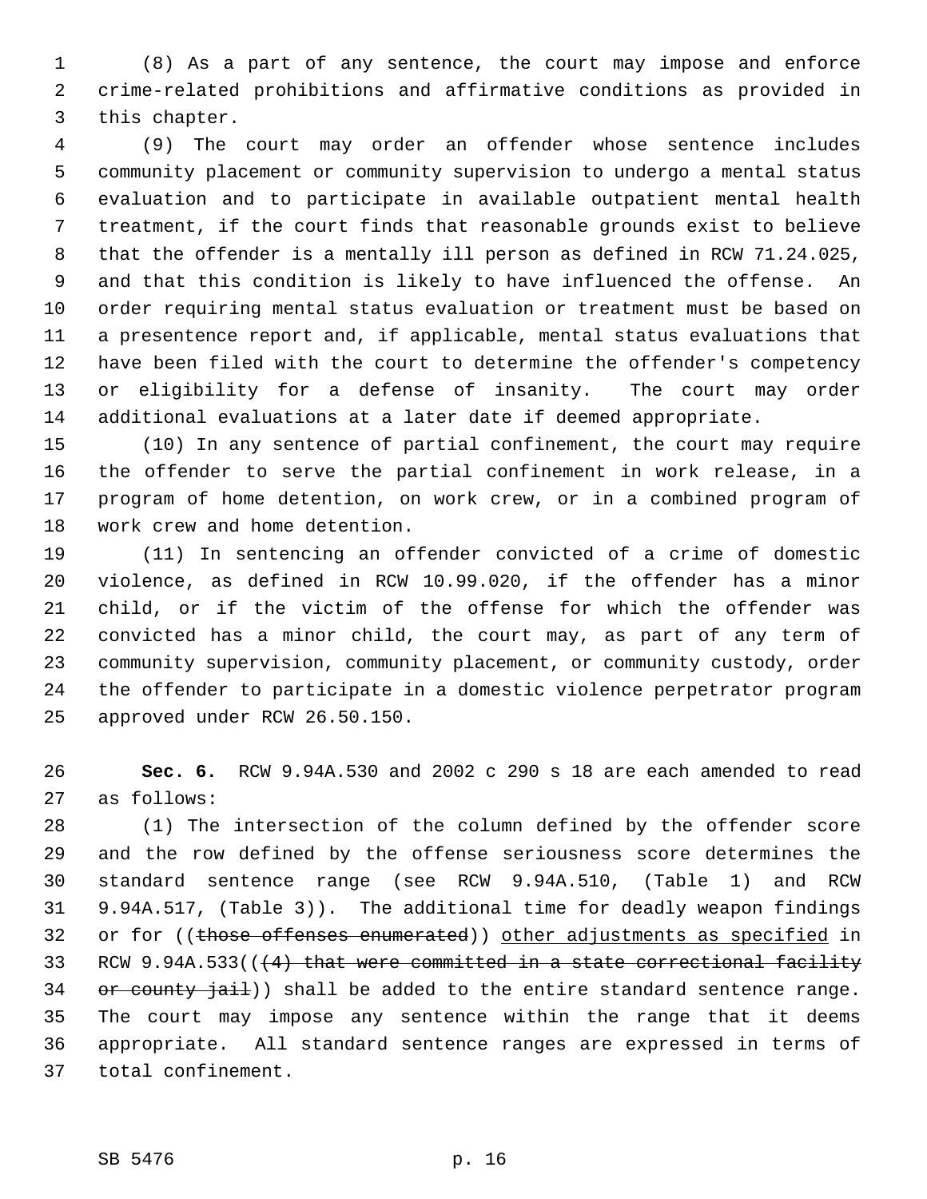(8) As a part of any sentence, the court may impose and enforce crime-related prohibitions and affirmative conditions as provided in this chapter.

(9) The court may order an offender whose sentence includes community placement or community supervision to undergo a mental status evaluation and to participate in available outpatient mental health treatment, if the court finds that reasonable grounds exist to believe that the offender is a mentally ill person as defined in RCW 71.24.025, and that this condition is likely to have influenced the offense. An order requiring mental status evaluation or treatment must be based on a presentence report and, if applicable, mental status evaluations that have been filed with the court to determine the offender's competency or eligibility for a defense of insanity. The court may order additional evaluations at a later date if deemed appropriate.

(10) In any sentence of partial confinement, the court may require the offender to serve the partial confinement in work release, in a program of home detention, on work crew, or in a combined program of work crew and home detention.

(11) In sentencing an offender convicted of a crime of domestic violence, as defined in RCW 10.99.020, if the offender has a minor child, or if the victim of the offense for which the offender was convicted has a minor child, the court may, as part of any term of community supervision, community placement, or community custody, order the offender to participate in a domestic violence perpetrator program approved under RCW 26.50.150.

**Sec. 6.** RCW 9.94A.530 and 2002 c 290 s 18 are each amended to read as follows:

(1) The intersection of the column defined by the offender score and the row defined by the offense seriousness score determines the standard sentence range (see RCW 9.94A.510, (Table 1) and RCW 9.94A.517, (Table 3)). The additional time for deadly weapon findings or for ((~~those offenses enumerated~~)) <u>other adjustments as specified</u> in RCW 9.94A.533((~~(4) that were committed in a state correctional facility or county jail~~)) shall be added to the entire standard sentence range. The court may impose any sentence within the range that it deems appropriate. All standard sentence ranges are expressed in terms of total confinement.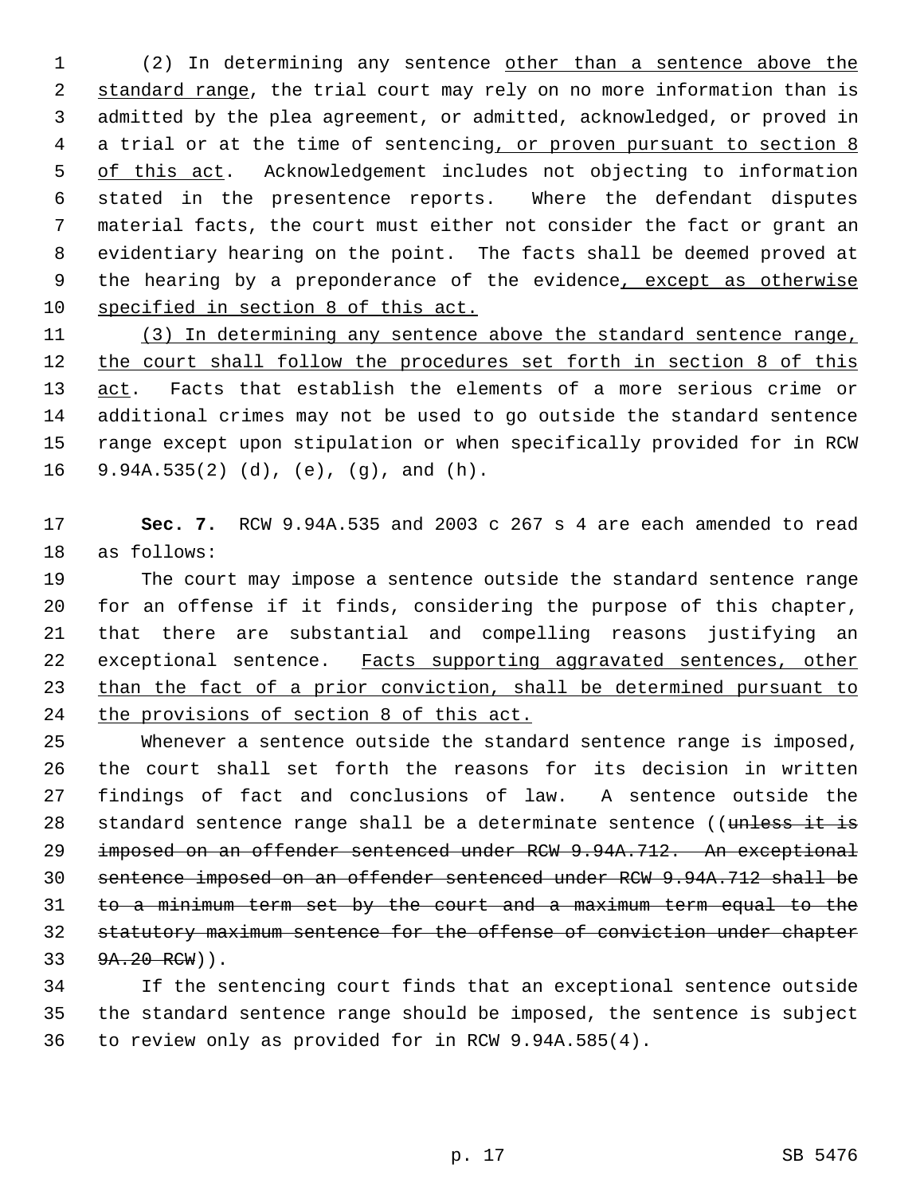(2) In determining any sentence other than a sentence above the standard range, the trial court may rely on no more information than is admitted by the plea agreement, or admitted, acknowledged, or proved in a trial or at the time of sentencing, or proven pursuant to section 8 of this act. Acknowledgement includes not objecting to information stated in the presentence reports. Where the defendant disputes material facts, the court must either not consider the fact or grant an evidentiary hearing on the point. The facts shall be deemed proved at the hearing by a preponderance of the evidence, except as otherwise specified in section 8 of this act.

(3) In determining any sentence above the standard sentence range, the court shall follow the procedures set forth in section 8 of this act. Facts that establish the elements of a more serious crime or additional crimes may not be used to go outside the standard sentence range except upon stipulation or when specifically provided for in RCW 9.94A.535(2) (d), (e), (g), and (h).

**Sec. 7.** RCW 9.94A.535 and 2003 c 267 s 4 are each amended to read as follows:

The court may impose a sentence outside the standard sentence range for an offense if it finds, considering the purpose of this chapter, that there are substantial and compelling reasons justifying an exceptional sentence. Facts supporting aggravated sentences, other than the fact of a prior conviction, shall be determined pursuant to the provisions of section 8 of this act.

Whenever a sentence outside the standard sentence range is imposed, the court shall set forth the reasons for its decision in written findings of fact and conclusions of law. A sentence outside the standard sentence range shall be a determinate sentence ((~~unless it is imposed on an offender sentenced under RCW 9.94A.712. An exceptional sentence imposed on an offender sentenced under RCW 9.94A.712 shall be to a minimum term set by the court and a maximum term equal to the statutory maximum sentence for the offense of conviction under chapter 9A.20 RCW~~)).

If the sentencing court finds that an exceptional sentence outside the standard sentence range should be imposed, the sentence is subject to review only as provided for in RCW 9.94A.585(4).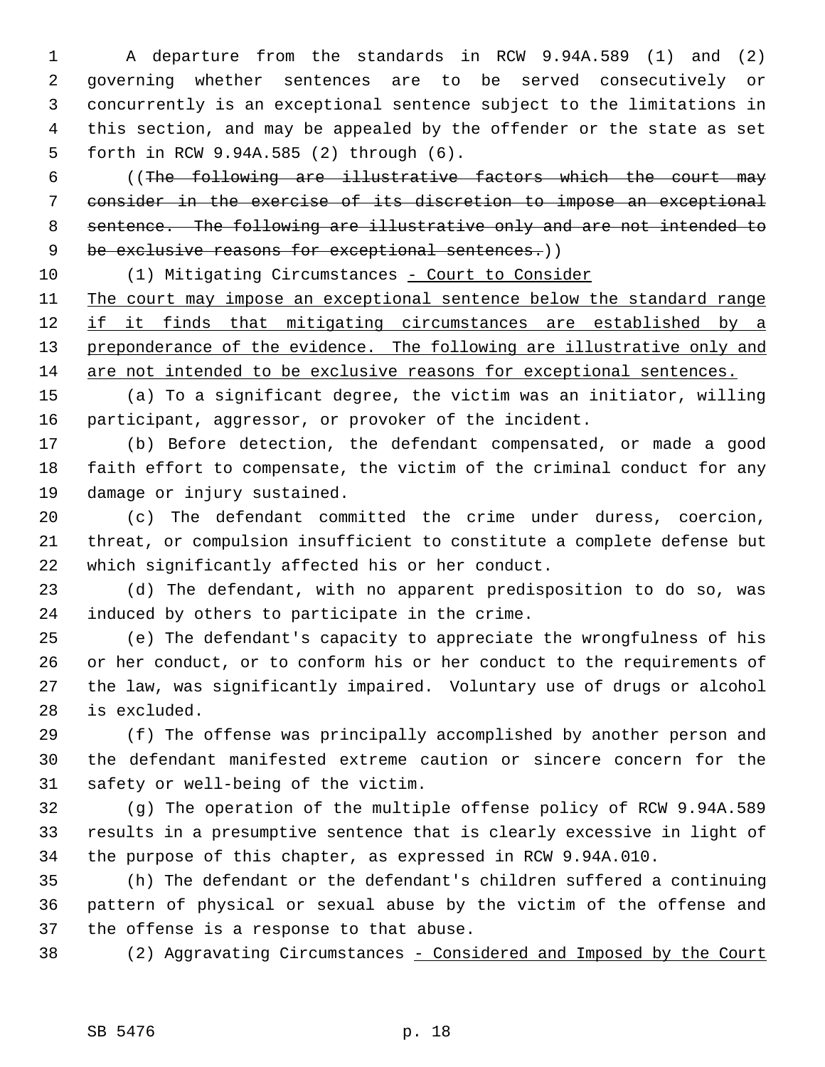A departure from the standards in RCW 9.94A.589 (1) and (2) governing whether sentences are to be served consecutively or concurrently is an exceptional sentence subject to the limitations in this section, and may be appealed by the offender or the state as set forth in RCW 9.94A.585 (2) through (6).

((~~The following are illustrative factors which the court may consider in the exercise of its discretion to impose an exceptional sentence. The following are illustrative only and are not intended to be exclusive reasons for exceptional sentences.~~))

(1) Mitigating Circumstances <u>- Court to Consider</u>

<u>The court may impose an exceptional sentence below the standard range if it finds that mitigating circumstances are established by a preponderance of the evidence. The following are illustrative only and are not intended to be exclusive reasons for exceptional sentences.</u>

(a) To a significant degree, the victim was an initiator, willing participant, aggressor, or provoker of the incident.

(b) Before detection, the defendant compensated, or made a good faith effort to compensate, the victim of the criminal conduct for any damage or injury sustained.

(c) The defendant committed the crime under duress, coercion, threat, or compulsion insufficient to constitute a complete defense but which significantly affected his or her conduct.

(d) The defendant, with no apparent predisposition to do so, was induced by others to participate in the crime.

(e) The defendant's capacity to appreciate the wrongfulness of his or her conduct, or to conform his or her conduct to the requirements of the law, was significantly impaired. Voluntary use of drugs or alcohol is excluded.

(f) The offense was principally accomplished by another person and the defendant manifested extreme caution or sincere concern for the safety or well-being of the victim.

(g) The operation of the multiple offense policy of RCW 9.94A.589 results in a presumptive sentence that is clearly excessive in light of the purpose of this chapter, as expressed in RCW 9.94A.010.

(h) The defendant or the defendant's children suffered a continuing pattern of physical or sexual abuse by the victim of the offense and the offense is a response to that abuse.

(2) Aggravating Circumstances <u>- Considered and Imposed by the Court</u>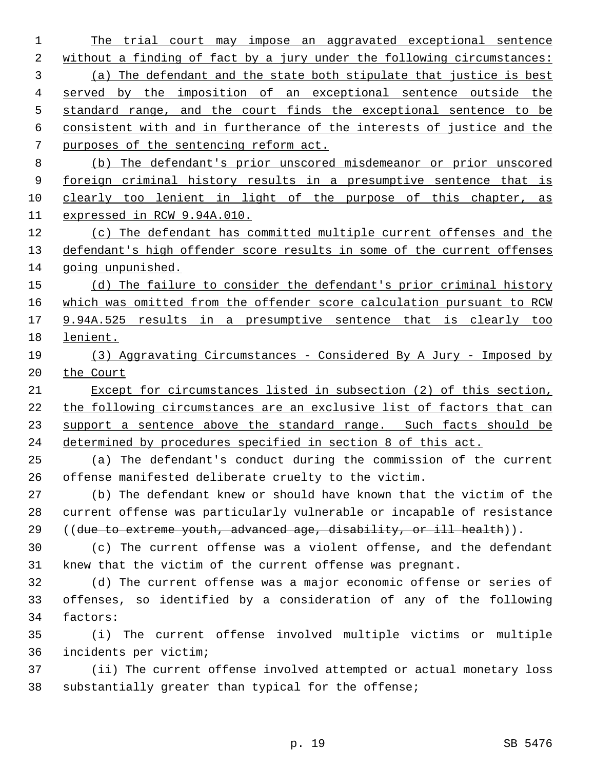The trial court may impose an aggravated exceptional sentence without a finding of fact by a jury under the following circumstances:

(a) The defendant and the state both stipulate that justice is best served by the imposition of an exceptional sentence outside the standard range, and the court finds the exceptional sentence to be consistent with and in furtherance of the interests of justice and the purposes of the sentencing reform act.

(b) The defendant's prior unscored misdemeanor or prior unscored foreign criminal history results in a presumptive sentence that is clearly too lenient in light of the purpose of this chapter, as expressed in RCW 9.94A.010.

(c) The defendant has committed multiple current offenses and the defendant's high offender score results in some of the current offenses going unpunished.

(d) The failure to consider the defendant's prior criminal history which was omitted from the offender score calculation pursuant to RCW 9.94A.525 results in a presumptive sentence that is clearly too lenient.

(3) Aggravating Circumstances - Considered By A Jury - Imposed by the Court

Except for circumstances listed in subsection (2) of this section, the following circumstances are an exclusive list of factors that can support a sentence above the standard range. Such facts should be determined by procedures specified in section 8 of this act.

(a) The defendant's conduct during the commission of the current offense manifested deliberate cruelty to the victim.

(b) The defendant knew or should have known that the victim of the current offense was particularly vulnerable or incapable of resistance ((~~due to extreme youth, advanced age, disability, or ill health~~)).

(c) The current offense was a violent offense, and the defendant knew that the victim of the current offense was pregnant.

(d) The current offense was a major economic offense or series of offenses, so identified by a consideration of any of the following factors:

(i) The current offense involved multiple victims or multiple incidents per victim;

(ii) The current offense involved attempted or actual monetary loss substantially greater than typical for the offense;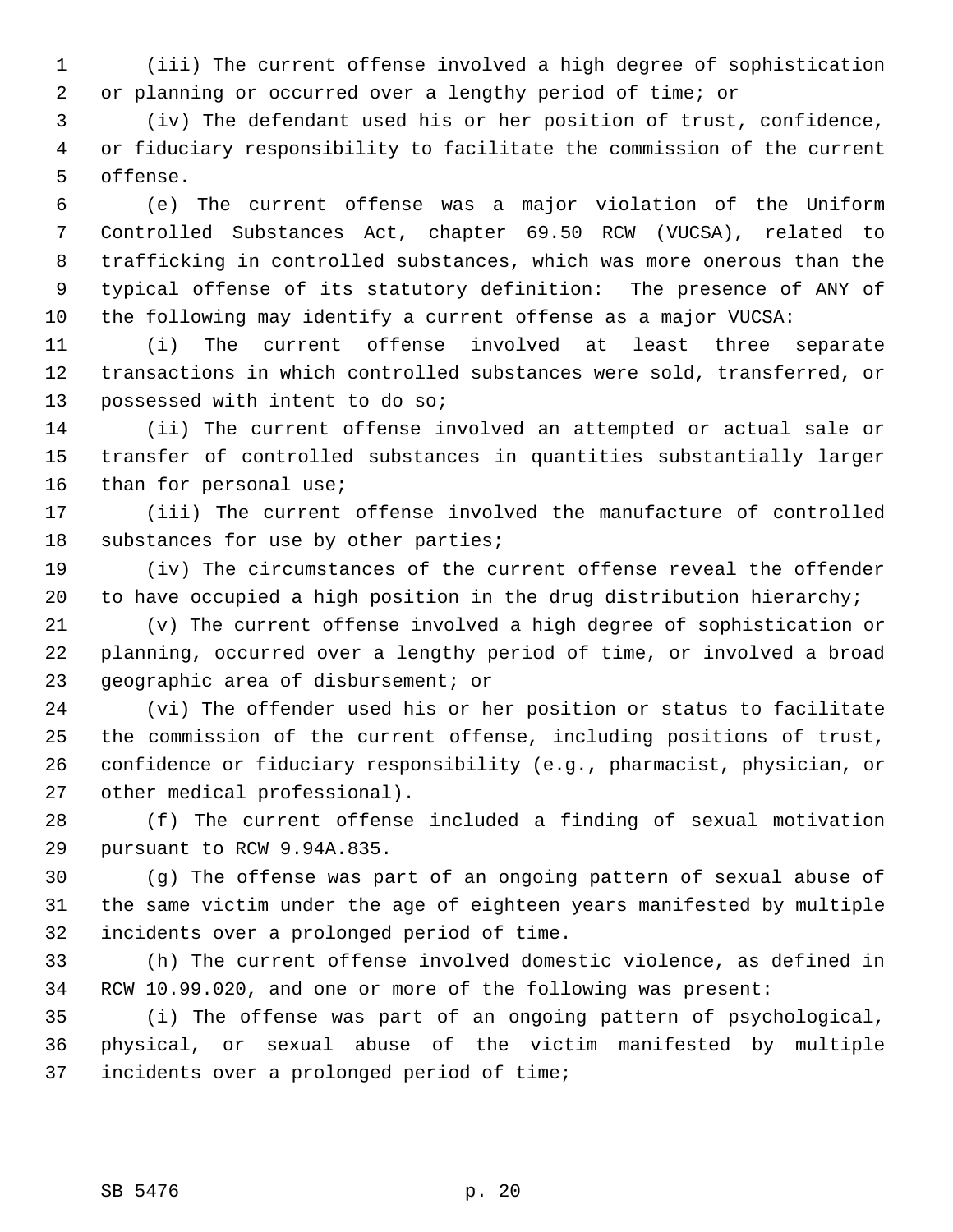(iii) The current offense involved a high degree of sophistication or planning or occurred over a lengthy period of time; or

(iv) The defendant used his or her position of trust, confidence, or fiduciary responsibility to facilitate the commission of the current offense.

(e) The current offense was a major violation of the Uniform Controlled Substances Act, chapter 69.50 RCW (VUCSA), related to trafficking in controlled substances, which was more onerous than the typical offense of its statutory definition: The presence of ANY of the following may identify a current offense as a major VUCSA:

(i) The current offense involved at least three separate transactions in which controlled substances were sold, transferred, or possessed with intent to do so;

(ii) The current offense involved an attempted or actual sale or transfer of controlled substances in quantities substantially larger than for personal use;

(iii) The current offense involved the manufacture of controlled substances for use by other parties;

(iv) The circumstances of the current offense reveal the offender to have occupied a high position in the drug distribution hierarchy;

(v) The current offense involved a high degree of sophistication or planning, occurred over a lengthy period of time, or involved a broad geographic area of disbursement; or

(vi) The offender used his or her position or status to facilitate the commission of the current offense, including positions of trust, confidence or fiduciary responsibility (e.g., pharmacist, physician, or other medical professional).

(f) The current offense included a finding of sexual motivation pursuant to RCW 9.94A.835.

(g) The offense was part of an ongoing pattern of sexual abuse of the same victim under the age of eighteen years manifested by multiple incidents over a prolonged period of time.

(h) The current offense involved domestic violence, as defined in RCW 10.99.020, and one or more of the following was present:

(i) The offense was part of an ongoing pattern of psychological, physical, or sexual abuse of the victim manifested by multiple incidents over a prolonged period of time;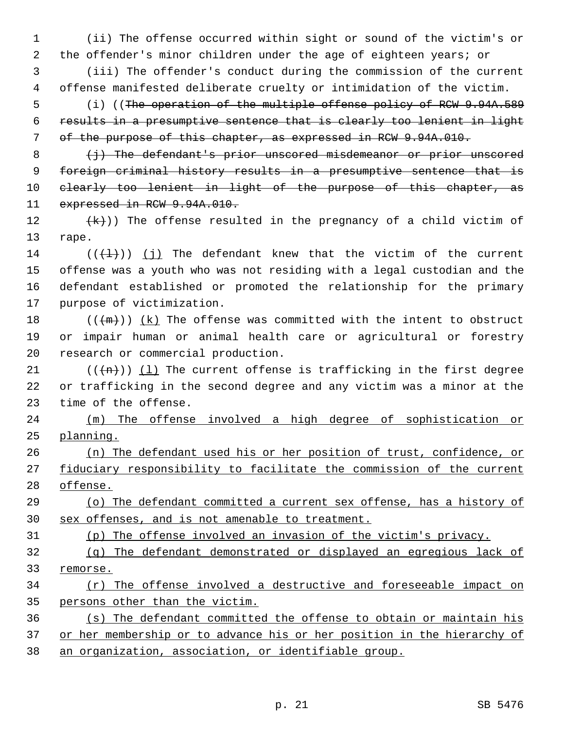(ii) The offense occurred within sight or sound of the victim's or the offender's minor children under the age of eighteen years; or

(iii) The offender's conduct during the commission of the current offense manifested deliberate cruelty or intimidation of the victim.

(i) ((~~The operation of the multiple offense policy of RCW 9.94A.589 results in a presumptive sentence that is clearly too lenient in light of the purpose of this chapter, as expressed in RCW 9.94A.010.~~

~~(j) The defendant's prior unscored misdemeanor or prior unscored foreign criminal history results in a presumptive sentence that is clearly too lenient in light of the purpose of this chapter, as expressed in RCW 9.94A.010.~~

~~(k)~~)) The offense resulted in the pregnancy of a child victim of rape.

((~~(l)~~)) <u>(j)</u> The defendant knew that the victim of the current offense was a youth who was not residing with a legal custodian and the defendant established or promoted the relationship for the primary purpose of victimization.

((~~(m)~~)) <u>(k)</u> The offense was committed with the intent to obstruct or impair human or animal health care or agricultural or forestry research or commercial production.

((~~(n)~~)) <u>(l)</u> The current offense is trafficking in the first degree or trafficking in the second degree and any victim was a minor at the time of the offense.

<u>(m) The offense involved a high degree of sophistication or planning.</u>

<u>(n) The defendant used his or her position of trust, confidence, or fiduciary responsibility to facilitate the commission of the current offense.</u>

<u>(o) The defendant committed a current sex offense, has a history of sex offenses, and is not amenable to treatment.</u>

<u>(p) The offense involved an invasion of the victim's privacy.</u>

<u>(q) The defendant demonstrated or displayed an egregious lack of remorse.</u>

<u>(r) The offense involved a destructive and foreseeable impact on persons other than the victim.</u>

<u>(s) The defendant committed the offense to obtain or maintain his or her membership or to advance his or her position in the hierarchy of an organization, association, or identifiable group.</u>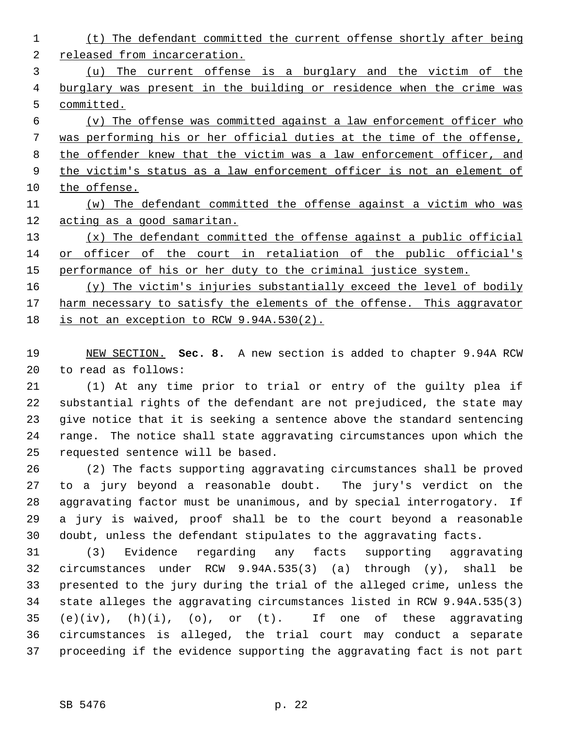(t) The defendant committed the current offense shortly after being released from incarceration.

(u) The current offense is a burglary and the victim of the burglary was present in the building or residence when the crime was committed.

(v) The offense was committed against a law enforcement officer who was performing his or her official duties at the time of the offense, the offender knew that the victim was a law enforcement officer, and the victim's status as a law enforcement officer is not an element of the offense.

(w) The defendant committed the offense against a victim who was acting as a good samaritan.

(x) The defendant committed the offense against a public official or officer of the court in retaliation of the public official's performance of his or her duty to the criminal justice system.

(y) The victim's injuries substantially exceed the level of bodily harm necessary to satisfy the elements of the offense. This aggravator is not an exception to RCW 9.94A.530(2).

NEW SECTION. **Sec. 8.** A new section is added to chapter 9.94A RCW to read as follows:

(1) At any time prior to trial or entry of the guilty plea if substantial rights of the defendant are not prejudiced, the state may give notice that it is seeking a sentence above the standard sentencing range. The notice shall state aggravating circumstances upon which the requested sentence will be based.

(2) The facts supporting aggravating circumstances shall be proved to a jury beyond a reasonable doubt. The jury's verdict on the aggravating factor must be unanimous, and by special interrogatory. If a jury is waived, proof shall be to the court beyond a reasonable doubt, unless the defendant stipulates to the aggravating facts.

(3) Evidence regarding any facts supporting aggravating circumstances under RCW 9.94A.535(3) (a) through (y), shall be presented to the jury during the trial of the alleged crime, unless the state alleges the aggravating circumstances listed in RCW 9.94A.535(3) (e)(iv), (h)(i), (o), or (t). If one of these aggravating circumstances is alleged, the trial court may conduct a separate proceeding if the evidence supporting the aggravating fact is not part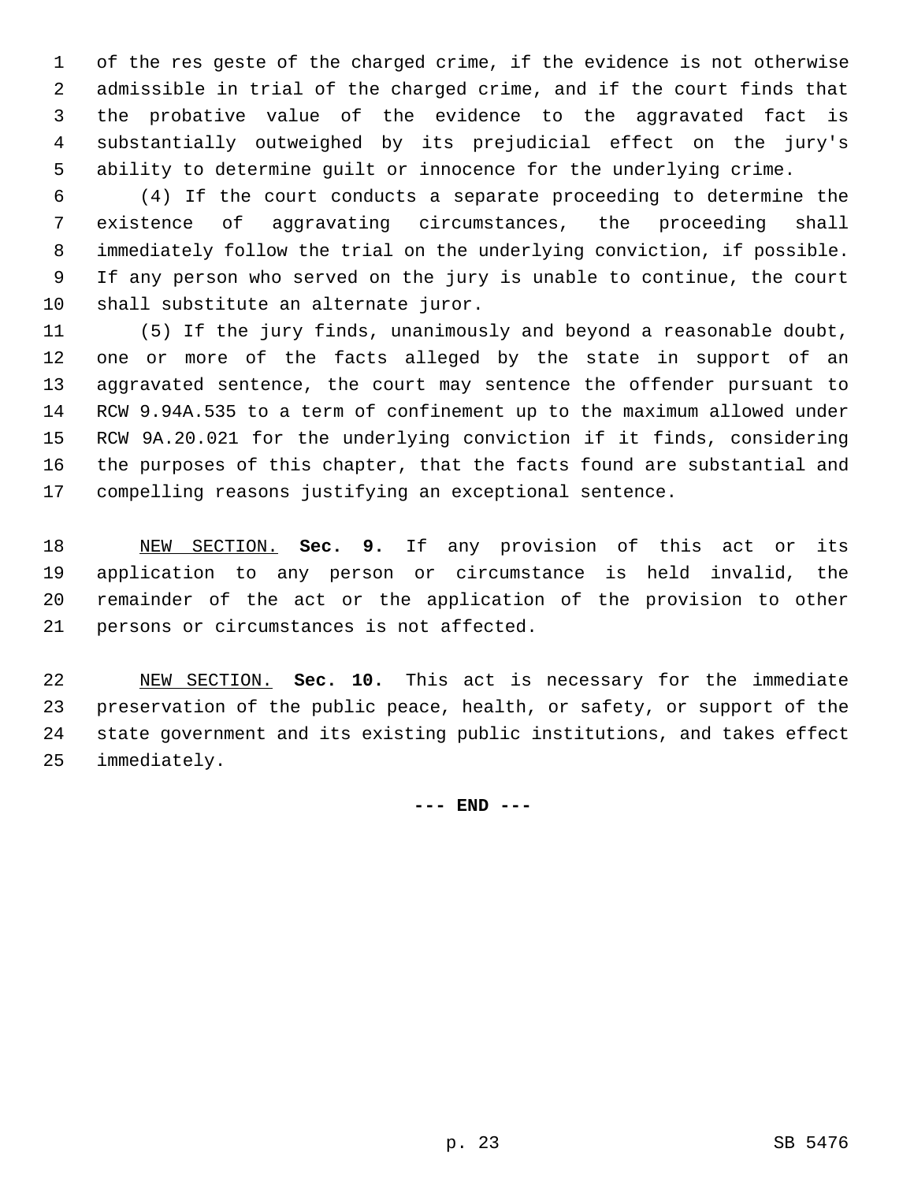of the res geste of the charged crime, if the evidence is not otherwise admissible in trial of the charged crime, and if the court finds that the probative value of the evidence to the aggravated fact is substantially outweighed by its prejudicial effect on the jury's ability to determine guilt or innocence for the underlying crime.

(4) If the court conducts a separate proceeding to determine the existence of aggravating circumstances, the proceeding shall immediately follow the trial on the underlying conviction, if possible. If any person who served on the jury is unable to continue, the court shall substitute an alternate juror.

(5) If the jury finds, unanimously and beyond a reasonable doubt, one or more of the facts alleged by the state in support of an aggravated sentence, the court may sentence the offender pursuant to RCW 9.94A.535 to a term of confinement up to the maximum allowed under RCW 9A.20.021 for the underlying conviction if it finds, considering the purposes of this chapter, that the facts found are substantial and compelling reasons justifying an exceptional sentence.

NEW SECTION. **Sec. 9.** If any provision of this act or its application to any person or circumstance is held invalid, the remainder of the act or the application of the provision to other persons or circumstances is not affected.

NEW SECTION. **Sec. 10.** This act is necessary for the immediate preservation of the public peace, health, or safety, or support of the state government and its existing public institutions, and takes effect immediately.

**--- END ---**